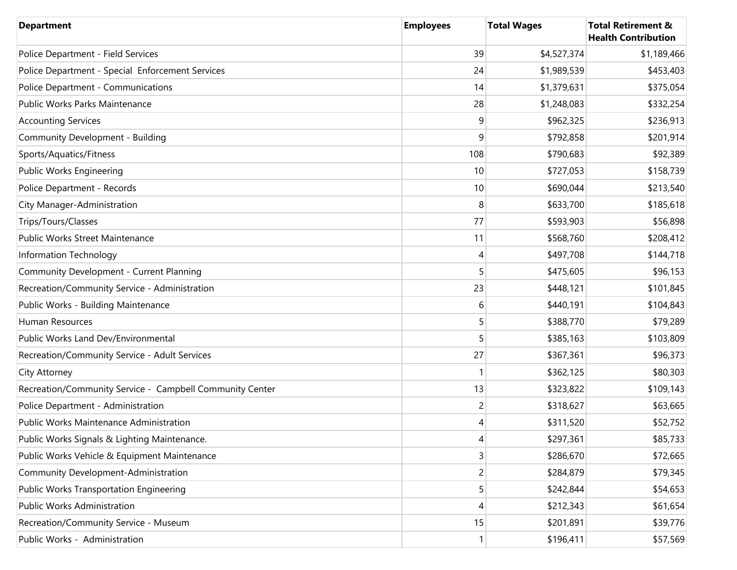| Department | Employees | Total Wages | Total Retirement & Health Contribution |
|---|---|---|---|
| Police Department - Field Services | 39 | $4,527,374 | $1,189,466 |
| Police Department - Special  Enforcement Services | 24 | $1,989,539 | $453,403 |
| Police Department - Communications | 14 | $1,379,631 | $375,054 |
| Public Works Parks Maintenance | 28 | $1,248,083 | $332,254 |
| Accounting Services | 9 | $962,325 | $236,913 |
| Community Development - Building | 9 | $792,858 | $201,914 |
| Sports/Aquatics/Fitness | 108 | $790,683 | $92,389 |
| Public Works Engineering | 10 | $727,053 | $158,739 |
| Police Department - Records | 10 | $690,044 | $213,540 |
| City Manager-Administration | 8 | $633,700 | $185,618 |
| Trips/Tours/Classes | 77 | $593,903 | $56,898 |
| Public Works Street Maintenance | 11 | $568,760 | $208,412 |
| Information Technology | 4 | $497,708 | $144,718 |
| Community Development - Current Planning | 5 | $475,605 | $96,153 |
| Recreation/Community Service - Administration | 23 | $448,121 | $101,845 |
| Public Works - Building Maintenance | 6 | $440,191 | $104,843 |
| Human Resources | 5 | $388,770 | $79,289 |
| Public Works Land Dev/Environmental | 5 | $385,163 | $103,809 |
| Recreation/Community Service - Adult Services | 27 | $367,361 | $96,373 |
| City Attorney | 1 | $362,125 | $80,303 |
| Recreation/Community Service -  Campbell Community Center | 13 | $323,822 | $109,143 |
| Police Department - Administration | 2 | $318,627 | $63,665 |
| Public Works Maintenance Administration | 4 | $311,520 | $52,752 |
| Public Works Signals & Lighting Maintenance. | 4 | $297,361 | $85,733 |
| Public Works Vehicle & Equipment Maintenance | 3 | $286,670 | $72,665 |
| Community Development-Administration | 2 | $284,879 | $79,345 |
| Public Works Transportation Engineering | 5 | $242,844 | $54,653 |
| Public Works Administration | 4 | $212,343 | $61,654 |
| Recreation/Community Service - Museum | 15 | $201,891 | $39,776 |
| Public Works -  Administration | 1 | $196,411 | $57,569 |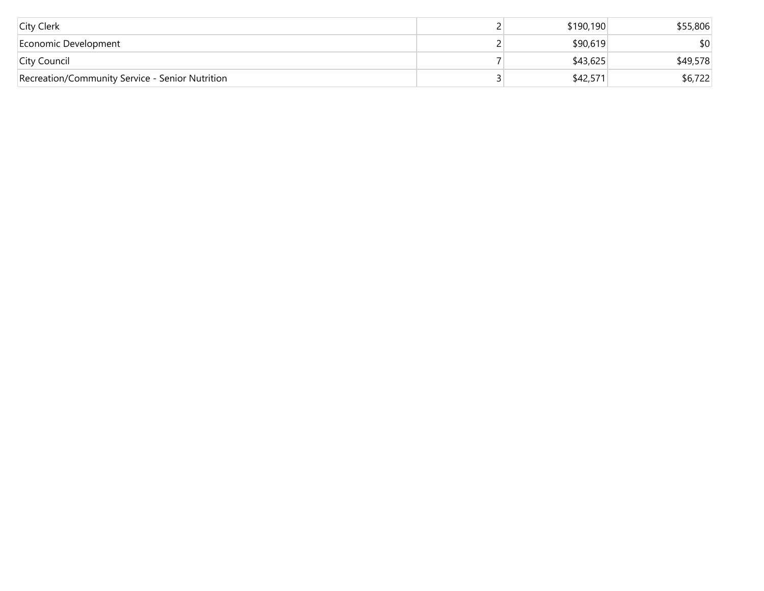| | | | |
|---|---|---|---|
| City Clerk | 2 | $190,190 | $55,806 |
| Economic Development | 2 | $90,619 | $0 |
| City Council | 7 | $43,625 | $49,578 |
| Recreation/Community Service - Senior Nutrition | 3 | $42,571 | $6,722 |